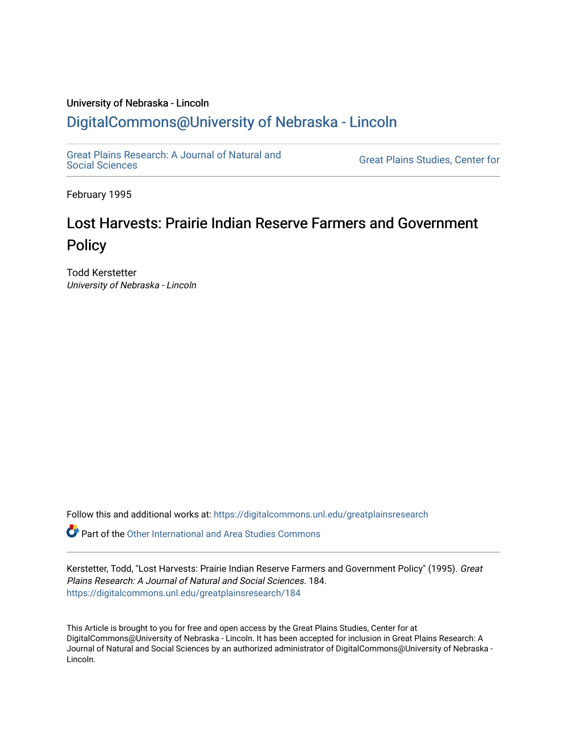University of Nebraska - Lincoln

## DigitalCommons@University of Nebraska - Lincoln

Great Plains Research: A Journal of Natural and Social Sciences

Great Plains Studies, Center for

February 1995

# Lost Harvests: Prairie Indian Reserve Farmers and Government Policy

Todd Kerstetter
*University of Nebraska - Lincoln*

Follow this and additional works at: https://digitalcommons.unl.edu/greatplainsresearch

Part of the Other International and Area Studies Commons

Kerstetter, Todd, "Lost Harvests: Prairie Indian Reserve Farmers and Government Policy" (1995). *Great Plains Research: A Journal of Natural and Social Sciences*. 184.
https://digitalcommons.unl.edu/greatplainsresearch/184

This Article is brought to you for free and open access by the Great Plains Studies, Center for at DigitalCommons@University of Nebraska - Lincoln. It has been accepted for inclusion in Great Plains Research: A Journal of Natural and Social Sciences by an authorized administrator of DigitalCommons@University of Nebraska - Lincoln.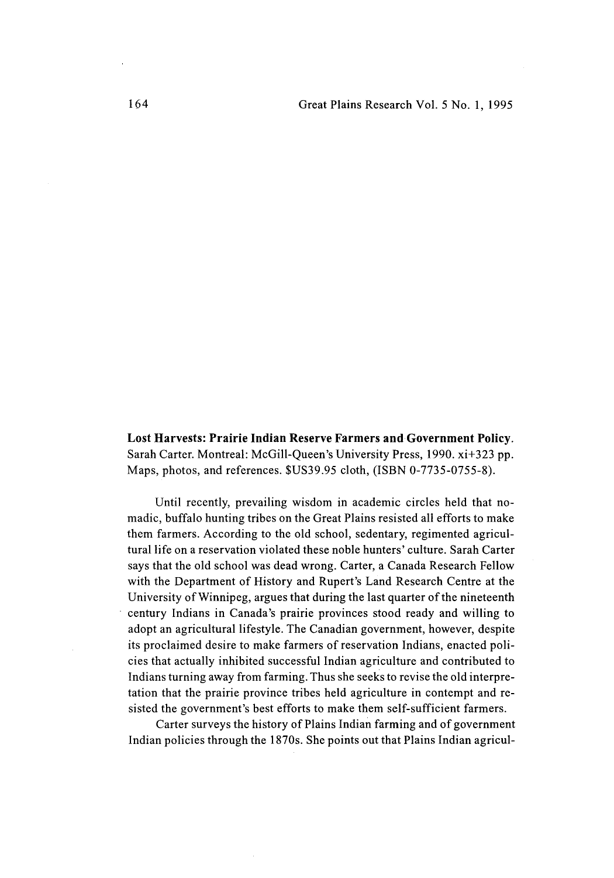**Lost Harvests: Prairie Indian Reserve Farmers and Government Policy.** Sarah Carter. Montreal: McGill-Queen's University Press, 1990. xi+323 pp. Maps, photos, and references. $US39.95 cloth, (ISBN 0-7735-0755-8).

Until recently, prevailing wisdom in academic circles held that nomadic, buffalo hunting tribes on the Great Plains resisted all efforts to make them farmers. According to the old school, sedentary, regimented agricultural life on a reservation violated these noble hunters' culture. Sarah Carter says that the old school was dead wrong. Carter, a Canada Research Fellow with the Department of History and Rupert's Land Research Centre at the University of Winnipeg, argues that during the last quarter of the nineteenth century Indians in Canada's prairie provinces stood ready and willing to adopt an agricultural lifestyle. The Canadian government, however, despite its proclaimed desire to make farmers of reservation Indians, enacted policies that actually inhibited successful Indian agriculture and contributed to Indians turning away from farming. Thus she seeks to revise the old interpretation that the prairie province tribes held agriculture in contempt and resisted the government's best efforts to make them self-sufficient farmers.

Carter surveys the history of Plains Indian farming and of government Indian policies through the 1870s. She points out that Plains Indian agricul-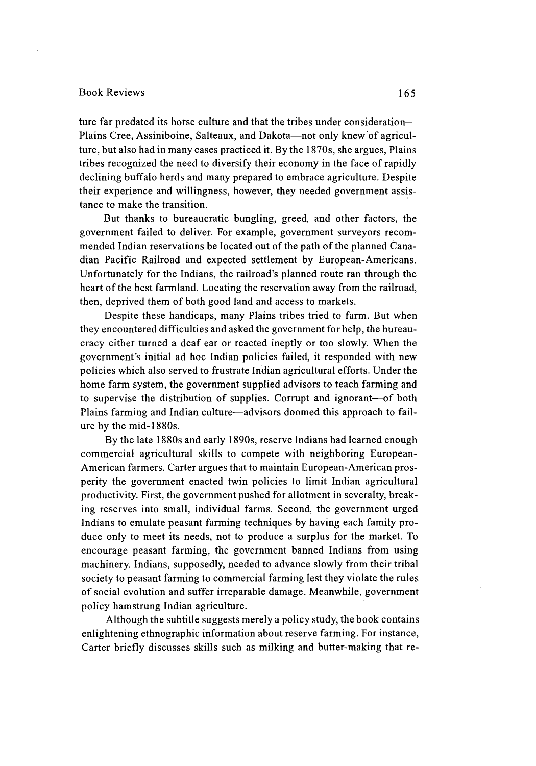ture far predated its horse culture and that the tribes under consideration—Plains Cree, Assiniboine, Salteaux, and Dakota—not only knew of agriculture, but also had in many cases practiced it. By the 1870s, she argues, Plains tribes recognized the need to diversify their economy in the face of rapidly declining buffalo herds and many prepared to embrace agriculture. Despite their experience and willingness, however, they needed government assistance to make the transition.

But thanks to bureaucratic bungling, greed, and other factors, the government failed to deliver. For example, government surveyors recommended Indian reservations be located out of the path of the planned Canadian Pacific Railroad and expected settlement by European-Americans. Unfortunately for the Indians, the railroad's planned route ran through the heart of the best farmland. Locating the reservation away from the railroad, then, deprived them of both good land and access to markets.

Despite these handicaps, many Plains tribes tried to farm. But when they encountered difficulties and asked the government for help, the bureaucracy either turned a deaf ear or reacted ineptly or too slowly. When the government's initial ad hoc Indian policies failed, it responded with new policies which also served to frustrate Indian agricultural efforts. Under the home farm system, the government supplied advisors to teach farming and to supervise the distribution of supplies. Corrupt and ignorant—of both Plains farming and Indian culture—advisors doomed this approach to failure by the mid-1880s.

By the late 1880s and early 1890s, reserve Indians had learned enough commercial agricultural skills to compete with neighboring European-American farmers. Carter argues that to maintain European-American prosperity the government enacted twin policies to limit Indian agricultural productivity. First, the government pushed for allotment in severalty, breaking reserves into small, individual farms. Second, the government urged Indians to emulate peasant farming techniques by having each family produce only to meet its needs, not to produce a surplus for the market. To encourage peasant farming, the government banned Indians from using machinery. Indians, supposedly, needed to advance slowly from their tribal society to peasant farming to commercial farming lest they violate the rules of social evolution and suffer irreparable damage. Meanwhile, government policy hamstrung Indian agriculture.

Although the subtitle suggests merely a policy study, the book contains enlightening ethnographic information about reserve farming. For instance, Carter briefly discusses skills such as milking and butter-making that re-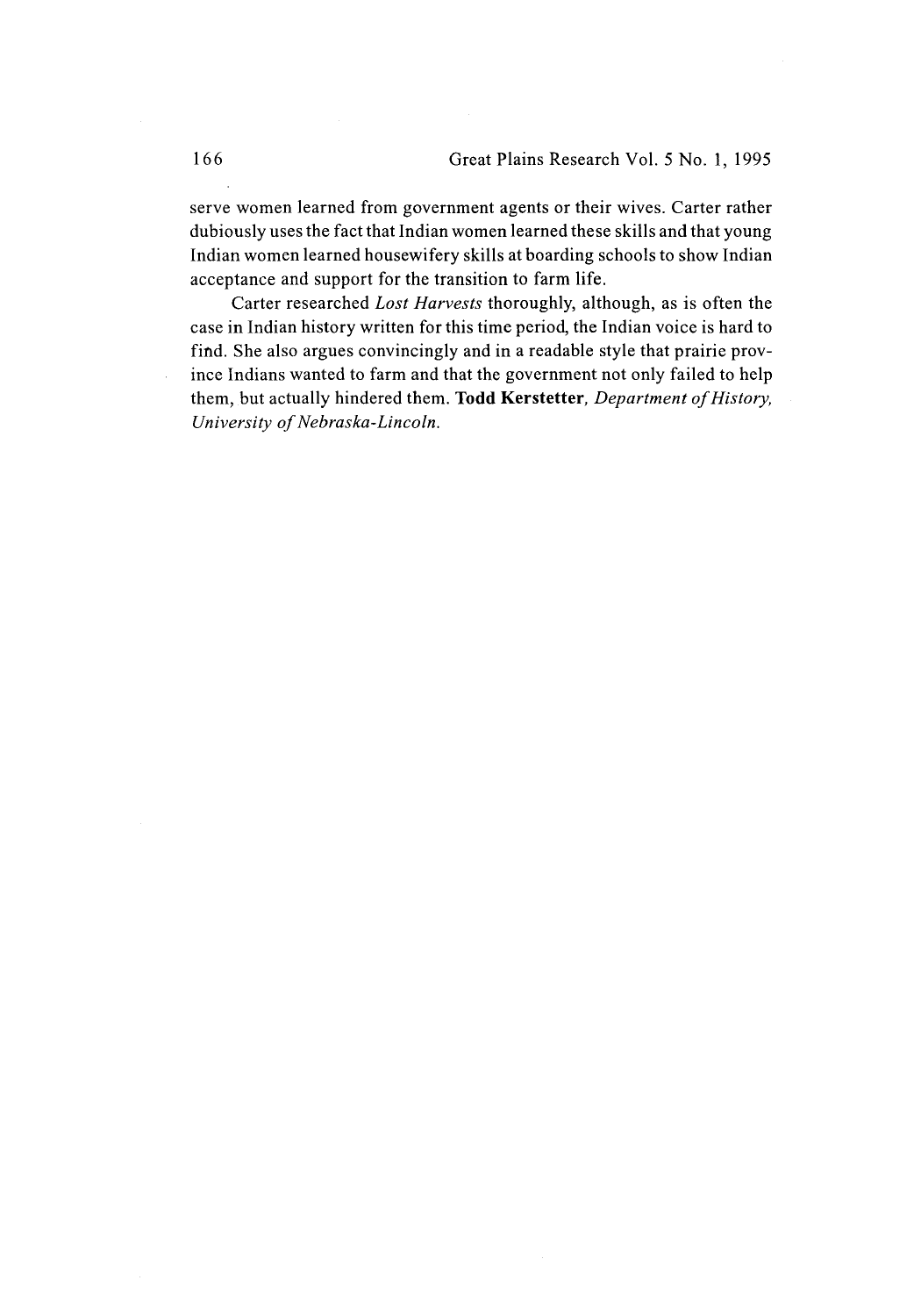serve women learned from government agents or their wives. Carter rather dubiously uses the fact that Indian women learned these skills and that young Indian women learned housewifery skills at boarding schools to show Indian acceptance and support for the transition to farm life.

Carter researched *Lost Harvests* thoroughly, although, as is often the case in Indian history written for this time period, the Indian voice is hard to find. She also argues convincingly and in a readable style that prairie province Indians wanted to farm and that the government not only failed to help them, but actually hindered them. **Todd Kerstetter**, *Department of History, University of Nebraska-Lincoln.*